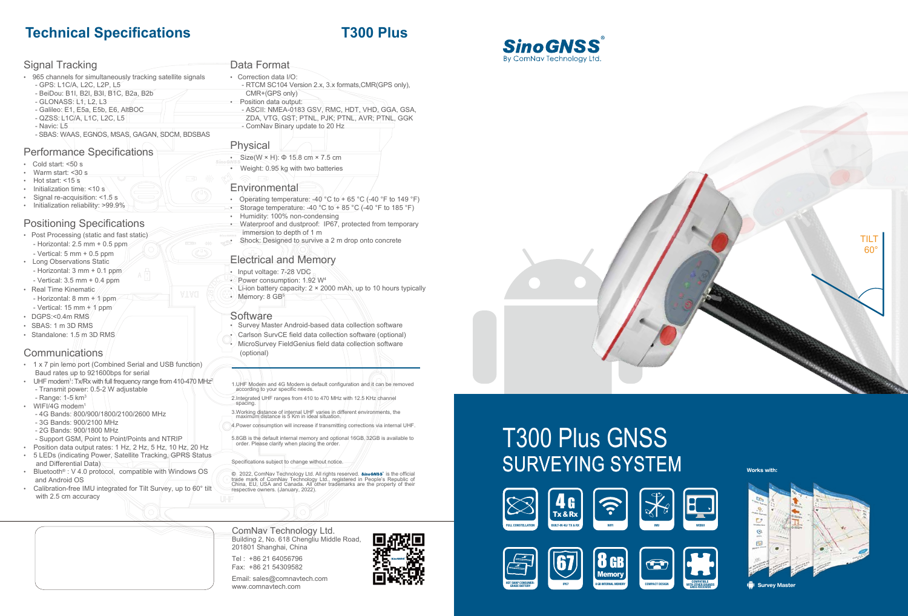# Technical Specifications

# T300 Plus

## Signal Tracking

- 965 channels for simultaneously tracking satellite signals
  - GPS: L1C/A, L2C, L2P, L5
  - BeiDou: B1I, B2I, B3I, B1C, B2a, B2b
  - GLONASS: L1, L2, L3
  - Galileo: E1, E5a, E5b, E6, AltBOC
  - QZSS: L1C/A, L1C, L2C, L5
  - Navic: L5
  - SBAS: WAAS, EGNOS, MSAS, GAGAN, SDCM, BDSBAS

## Performance Specifications

- Cold start: <50 s
- Warm start: <30 s
- Hot start: <15 s
- Initialization time: <10 s
- Signal re-acquisition: <1.5 s
- Initialization reliability: >99.9%

## Positioning Specifications

- Post Processing (static and fast static)
  - Horizontal: 2.5 mm + 0.5 ppm
  - Vertical: 5 mm + 0.5 ppm
- Long Observations Static
  - Horizontal: 3 mm + 0.1 ppm
  - Vertical: 3.5 mm + 0.4 ppm
- Real Time Kinematic
  - Horizontal: 8 mm + 1 ppm
  - Vertical: 15 mm + 1 ppm
- DGPS:<0.4m RMS
- SBAS: 1 m 3D RMS
- Standalone: 1.5 m 3D RMS

## Communications

- 1 x 7 pin lemo port (Combined Serial and USB function) Baud rates up to 921600bps for serial
- UHF modem[1]: Tx/Rx with full frequency range from 410-470 MHz[2]
  - Transmit power: 0.5-2 W adjustable
  - Range: 1-5 km[3]
- WIFI/4G modem[1]
  - 4G Bands: 800/900/1800/2100/2600 MHz
  - 3G Bands: 900/2100 MHz
  - 2G Bands: 900/1800 MHz
  - Support GSM, Point to Point/Points and NTRIP
- Position data output rates: 1 Hz, 2 Hz, 5 Hz, 10 Hz, 20 Hz
- 5 LEDs (indicating Power, Satellite Tracking, GPRS Status and Differential Data)
- Bluetooth® : V 4.0 protocol, compatible with Windows OS and Android OS
- Calibration-free IMU integrated for Tilt Survey, up to 60° tilt with 2.5 cm accuracy

## Data Format

- Correction data I/O:
  - RTCM SC104 Version 2.x, 3.x formats,CMR(GPS only), CMR+(GPS only)
- Position data output:
  - ASCII: NMEA-0183 GSV, RMC, HDT, VHD, GGA, GSA, ZDA, VTG, GST; PTNL, PJK; PTNL, AVR; PTNL, GGK
  - ComNav Binary update to 20 Hz

## Physical

- Size(W × H): Φ 15.8 cm × 7.5 cm
- Weight: 0.95 kg with two batteries

## Environmental

- Operating temperature: -40 °C to + 65 °C (-40 °F to 149 °F)
- Storage temperature: -40 °C to + 85 °C (-40 °F to 185 °F)
- Humidity: 100% non-condensing
- Waterproof and dustproof: IP67, protected from temporary immersion to depth of 1 m
- Shock: Designed to survive a 2 m drop onto concrete

## Electrical and Memory

- Input voltage: 7-28 VDC
- Power consumption: 1.92 W[4]
- Li-ion battery capacity: 2 × 2000 mAh, up to 10 hours typically
- Memory: 8 GB[5]

## Software

- Survey Master Android-based data collection software
- Carlson SurvCE field data collection software (optional)
- MicroSurvey FieldGenius field data collection software (optional)

1.UHF Modem and 4G Modem is default configuration and it can be removed according to your specific needs.

2.Integrated UHF ranges from 410 to 470 MHz with 12.5 KHz channel spacing.

3.Working distance of internal UHF varies in different environments, the maximum distance is 5 Km in ideal situation.

4.Power consumption will increase if transmitting corrections via internal UHF.

5.8GB is the default internal memory and optional 16GB,32GB is available to order. Please clarify when placing the order.

Specifications subject to change without notice.

© 2022, ComNav Technology Ltd. All rights reserved. SinoGNSS® is the official trade mark of ComNav Technology Ltd., registered in People's Republic of China, EU, USA and Canada. All other trademarks are the property of their respective owners. (January, 2022).

ComNav Technology Ltd.
Building 2, No. 618 Chengliu Middle Road, 201801 Shanghai, China

Tel : +86 21 64056796
Fax: +86 21 54309582

Email: sales@comnavtech.com
www.comnavtech.com

SinoGNSS®
By ComNav Technology Ltd.

TILT 60°

# T300 Plus GNSS SURVEYING SYSTEM

FULL CONSTELLATION | 4G Tx & Rx BUILT-IN 4G/ TX & RX | WIFI | IMU | WEBUI | HOT SWAP CONSUMER-GRADE BATTERY | 67 IP67 | 8 GB Memory 8 GB INTERNAL MEMORY | COMPACT DESIGN | COMPATIBLE WITH OTHER BRANDS' GNSS RECEIVERS

Works with:

Survey Master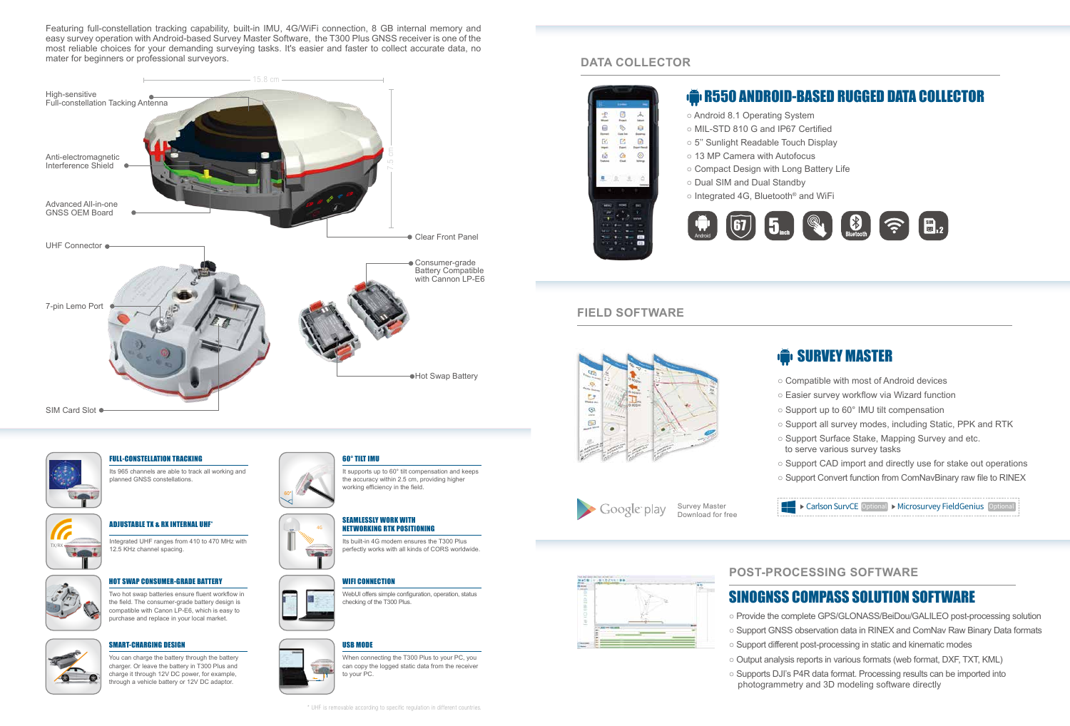Featuring full-constellation tracking capability, built-in IMU, 4G/WiFi connection, 8 GB internal memory and easy survey operation with Android-based Survey Master Software, the T300 Plus GNSS receiver is one of the most reliable choices for your demanding surveying tasks. It's easier and faster to collect accurate data, no mater for beginners or professional surveyors.

15.8 cm

7.5 cm

High-sensitive Full-constellation Tacking Antenna

Anti-electromagnetic Interference Shield

Advanced All-in-one GNSS OEM Board

Clear Front Panel

UHF Connector

Consumer-grade Battery Compatible with Cannon LP-E6

7-pin Lemo Port

Hot Swap Battery

SIM Card Slot

### FULL-CONSTELLATION TRACKING

Its 965 channels are able to track all working and planned GNSS constellations.

### ADJUSTABLE TX & RX INTERNAL UHF*

Integrated UHF ranges from 410 to 470 MHz with 12.5 KHz channel spacing.

### HOT SWAP CONSUMER-GRADE BATTERY

Two hot swap batteries ensure fluent workflow in the field. The consumer-grade battery design is compatible with Canon LP-E6, which is easy to purchase and replace in your local market.

### SMART-CHARGING DESIGN

You can charge the battery through the battery charger. Or leave the battery in T300 Plus and charge it through 12V DC power, for example, through a vehicle battery or 12V DC adaptor.

### 60° TILT IMU

It supports up to 60° tilt compensation and keeps the accuracy within 2.5 cm, providing higher working efficiency in the field.

### SEAMLESSLY WORK WITH NETWORKING RTK POSITIONING

Its built-in 4G modem ensures the T300 Plus perfectly works with all kinds of CORS worldwide.

### WIFI CONNECTION

WebUI offers simple configuration, operation, status checking of the T300 Plus.

### USB MODE

When connecting the T300 Plus to your PC, you can copy the logged static data from the receiver to your PC.

\* UHF is removable according to specific regulation in different countries.

## DATA COLLECTOR

### R550 ANDROID-BASED RUGGED DATA COLLECTOR

- Android 8.1 Operating System
- MIL-STD 810 G and IP67 Certified
- 5" Sunlight Readable Touch Display
- 13 MP Camera with Autofocus
- Compact Design with Long Battery Life
- Dual SIM and Dual Standby
- Integrated 4G, Bluetooth® and WiFi

Android 67 5 inch Bluetooth SIM x2

## FIELD SOFTWARE

### SURVEY MASTER

- Compatible with most of Android devices
- Easier survey workflow via Wizard function
- Support up to 60° IMU tilt compensation
- Support all survey modes, including Static, PPK and RTK
- Support Surface Stake, Mapping Survey and etc. to serve various survey tasks
- Support CAD import and directly use for stake out operations
- Support Convert function from ComNavBinary raw file to RINEX

Google play — Survey Master Download for free

▸ Carlson SurvCE Optional ▸ Microsurvey FieldGenius Optional

## POST-PROCESSING SOFTWARE

### SINOGNSS COMPASS SOLUTION SOFTWARE

- Provide the complete GPS/GLONASS/BeiDou/GALILEO post-processing solution
- Support GNSS observation data in RINEX and ComNav Raw Binary Data formats
- Support different post-processing in static and kinematic modes
- Output analysis reports in various formats (web format, DXF, TXT, KML)
- Supports DJI's P4R data format. Processing results can be imported into photogrammetry and 3D modeling software directly